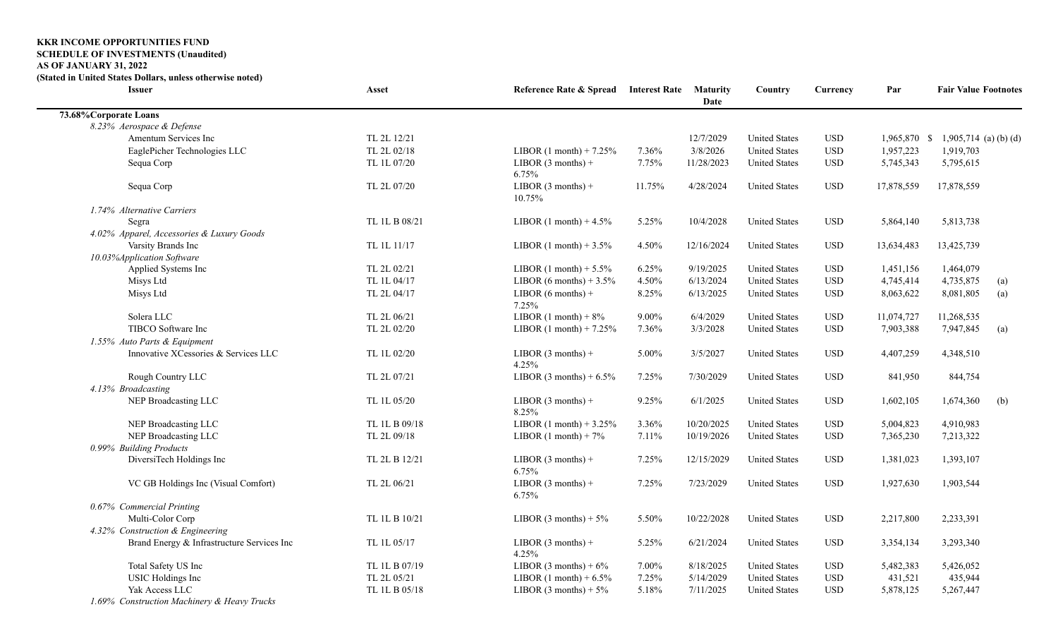**KKR INCOME OPPORTUNITIES FUND**
**SCHEDULE OF INVESTMENTS (Unaudited)**
**AS OF JANUARY 31, 2022**
**(Stated in United States Dollars, unless otherwise noted)**

| Issuer | Asset | Reference Rate & Spread | Interest Rate | Maturity Date | Country | Currency | Par | Fair Value | Footnotes |
|---|---|---|---|---|---|---|---|---|---|
| **73.68% Corporate Loans** | | | | | | | | | |
| *8.23% Aerospace & Defense* | | | | | | | | | |
| Amentum Services Inc | TL 2L 12/21 | | | 12/7/2029 | United States | USD | 1,965,870 | $ 1,905,714 | (a) (b) (d) |
| EaglePicher Technologies LLC | TL 2L 02/18 | LIBOR (1 month) + 7.25% | 7.36% | 3/8/2026 | United States | USD | 1,957,223 | 1,919,703 | |
| Sequa Corp | TL 1L 07/20 | LIBOR (3 months) + 6.75% | 7.75% | 11/28/2023 | United States | USD | 5,745,343 | 5,795,615 | |
| Sequa Corp | TL 2L 07/20 | LIBOR (3 months) + 10.75% | 11.75% | 4/28/2024 | United States | USD | 17,878,559 | 17,878,559 | |
| *1.74% Alternative Carriers* | | | | | | | | | |
| Segra | TL 1L B 08/21 | LIBOR (1 month) + 4.5% | 5.25% | 10/4/2028 | United States | USD | 5,864,140 | 5,813,738 | |
| *4.02% Apparel, Accessories & Luxury Goods* | | | | | | | | | |
| Varsity Brands Inc | TL 1L 11/17 | LIBOR (1 month) + 3.5% | 4.50% | 12/16/2024 | United States | USD | 13,634,483 | 13,425,739 | |
| *10.03% Application Software* | | | | | | | | | |
| Applied Systems Inc | TL 2L 02/21 | LIBOR (1 month) + 5.5% | 6.25% | 9/19/2025 | United States | USD | 1,451,156 | 1,464,079 | |
| Misys Ltd | TL 1L 04/17 | LIBOR (6 months) + 3.5% | 4.50% | 6/13/2024 | United States | USD | 4,745,414 | 4,735,875 | (a) |
| Misys Ltd | TL 2L 04/17 | LIBOR (6 months) + 7.25% | 8.25% | 6/13/2025 | United States | USD | 8,063,622 | 8,081,805 | (a) |
| Solera LLC | TL 2L 06/21 | LIBOR (1 month) + 8% | 9.00% | 6/4/2029 | United States | USD | 11,074,727 | 11,268,535 | |
| TIBCO Software Inc | TL 2L 02/20 | LIBOR (1 month) + 7.25% | 7.36% | 3/3/2028 | United States | USD | 7,903,388 | 7,947,845 | (a) |
| *1.55% Auto Parts & Equipment* | | | | | | | | | |
| Innovative XCessories & Services LLC | TL 1L 02/20 | LIBOR (3 months) + 4.25% | 5.00% | 3/5/2027 | United States | USD | 4,407,259 | 4,348,510 | |
| Rough Country LLC | TL 2L 07/21 | LIBOR (3 months) + 6.5% | 7.25% | 7/30/2029 | United States | USD | 841,950 | 844,754 | |
| *4.13% Broadcasting* | | | | | | | | | |
| NEP Broadcasting LLC | TL 1L 05/20 | LIBOR (3 months) + 8.25% | 9.25% | 6/1/2025 | United States | USD | 1,602,105 | 1,674,360 | (b) |
| NEP Broadcasting LLC | TL 1L B 09/18 | LIBOR (1 month) + 3.25% | 3.36% | 10/20/2025 | United States | USD | 5,004,823 | 4,910,983 | |
| NEP Broadcasting LLC | TL 2L 09/18 | LIBOR (1 month) + 7% | 7.11% | 10/19/2026 | United States | USD | 7,365,230 | 7,213,322 | |
| *0.99% Building Products* | | | | | | | | | |
| DiversiTech Holdings Inc | TL 2L B 12/21 | LIBOR (3 months) + 6.75% | 7.25% | 12/15/2029 | United States | USD | 1,381,023 | 1,393,107 | |
| VC GB Holdings Inc (Visual Comfort) | TL 2L 06/21 | LIBOR (3 months) + 6.75% | 7.25% | 7/23/2029 | United States | USD | 1,927,630 | 1,903,544 | |
| *0.67% Commercial Printing* | | | | | | | | | |
| Multi-Color Corp | TL 1L B 10/21 | LIBOR (3 months) + 5% | 5.50% | 10/22/2028 | United States | USD | 2,217,800 | 2,233,391 | |
| *4.32% Construction & Engineering* | | | | | | | | | |
| Brand Energy & Infrastructure Services Inc | TL 1L 05/17 | LIBOR (3 months) + 4.25% | 5.25% | 6/21/2024 | United States | USD | 3,354,134 | 3,293,340 | |
| Total Safety US Inc | TL 1L B 07/19 | LIBOR (3 months) + 6% | 7.00% | 8/18/2025 | United States | USD | 5,482,383 | 5,426,052 | |
| USIC Holdings Inc | TL 2L 05/21 | LIBOR (1 month) + 6.5% | 7.25% | 5/14/2029 | United States | USD | 431,521 | 435,944 | |
| Yak Access LLC | TL 1L B 05/18 | LIBOR (3 months) + 5% | 5.18% | 7/11/2025 | United States | USD | 5,878,125 | 5,267,447 | |
| *1.69% Construction Machinery & Heavy Trucks* | | | | | | | | | |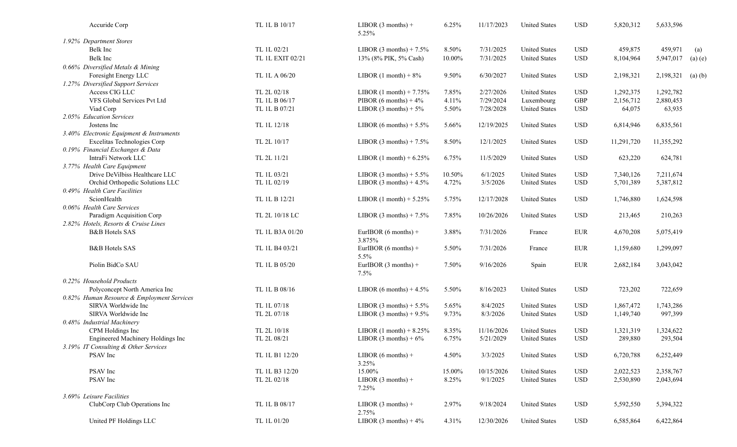| | | | | | | | | | |
|---|---|---|---|---|---|---|---|---|---|
| Accuride Corp | TL 1L B 10/17 | LIBOR (3 months) + 5.25% | 6.25% | 11/17/2023 | United States | USD | 5,820,312 | 5,633,596 | |
| *1.92% Department Stores* | | | | | | | | | |
| Belk Inc | TL 1L 02/21 | LIBOR (3 months) + 7.5% | 8.50% | 7/31/2025 | United States | USD | 459,875 | 459,971 | (a) |
| Belk Inc | TL 1L EXIT 02/21 | 13% (8% PIK, 5% Cash) | 10.00% | 7/31/2025 | United States | USD | 8,104,964 | 5,947,017 | (a) (e) |
| *0.66% Diversified Metals & Mining* | | | | | | | | | |
| Foresight Energy LLC | TL 1L A 06/20 | LIBOR (1 month) + 8% | 9.50% | 6/30/2027 | United States | USD | 2,198,321 | 2,198,321 | (a) (b) |
| *1.27% Diversified Support Services* | | | | | | | | | |
| Access CIG LLC | TL 2L 02/18 | LIBOR (1 month) + 7.75% | 7.85% | 2/27/2026 | United States | USD | 1,292,375 | 1,292,782 | |
| VFS Global Services Pvt Ltd | TL 1L B 06/17 | PIBOR (6 months) + 4% | 4.11% | 7/29/2024 | Luxembourg | GBP | 2,156,712 | 2,880,453 | |
| Viad Corp | TL 1L B 07/21 | LIBOR (3 months) + 5% | 5.50% | 7/28/2028 | United States | USD | 64,075 | 63,935 | |
| *2.05% Education Services* | | | | | | | | | |
| Jostens Inc | TL 1L 12/18 | LIBOR (6 months) + 5.5% | 5.66% | 12/19/2025 | United States | USD | 6,814,946 | 6,835,561 | |
| *3.40% Electronic Equipment & Instruments* | | | | | | | | | |
| Excelitas Technologies Corp | TL 2L 10/17 | LIBOR (3 months) + 7.5% | 8.50% | 12/1/2025 | United States | USD | 11,291,720 | 11,355,292 | |
| *0.19% Financial Exchanges & Data* | | | | | | | | | |
| IntraFi Network LLC | TL 2L 11/21 | LIBOR (1 month) + 6.25% | 6.75% | 11/5/2029 | United States | USD | 623,220 | 624,781 | |
| *3.77% Health Care Equipment* | | | | | | | | | |
| Drive DeVilbiss Healthcare LLC | TL 1L 03/21 | LIBOR (3 months) + 5.5% | 10.50% | 6/1/2025 | United States | USD | 7,340,126 | 7,211,674 | |
| Orchid Orthopedic Solutions LLC | TL 1L 02/19 | LIBOR (3 months) + 4.5% | 4.72% | 3/5/2026 | United States | USD | 5,701,389 | 5,387,812 | |
| *0.49% Health Care Facilities* | | | | | | | | | |
| ScionHealth | TL 1L B 12/21 | LIBOR (1 month) + 5.25% | 5.75% | 12/17/2028 | United States | USD | 1,746,880 | 1,624,598 | |
| *0.06% Health Care Services* | | | | | | | | | |
| Paradigm Acquisition Corp | TL 2L 10/18 LC | LIBOR (3 months) + 7.5% | 7.85% | 10/26/2026 | United States | USD | 213,465 | 210,263 | |
| *2.82% Hotels, Resorts & Cruise Lines* | | | | | | | | | |
| B&B Hotels SAS | TL 1L B3A 01/20 | EurIBOR (6 months) + 3.875% | 3.88% | 7/31/2026 | France | EUR | 4,670,208 | 5,075,419 | |
| B&B Hotels SAS | TL 1L B4 03/21 | EurIBOR (6 months) + 5.5% | 5.50% | 7/31/2026 | France | EUR | 1,159,680 | 1,299,097 | |
| Piolin BidCo SAU | TL 1L B 05/20 | EurIBOR (3 months) + 7.5% | 7.50% | 9/16/2026 | Spain | EUR | 2,682,184 | 3,043,042 | |
| *0.22% Household Products* | | | | | | | | | |
| Polyconcept North America Inc | TL 1L B 08/16 | LIBOR (6 months) + 4.5% | 5.50% | 8/16/2023 | United States | USD | 723,202 | 722,659 | |
| *0.82% Human Resource & Employment Services* | | | | | | | | | |
| SIRVA Worldwide Inc | TL 1L 07/18 | LIBOR (3 months) + 5.5% | 5.65% | 8/4/2025 | United States | USD | 1,867,472 | 1,743,286 | |
| SIRVA Worldwide Inc | TL 2L 07/18 | LIBOR (3 months) + 9.5% | 9.73% | 8/3/2026 | United States | USD | 1,149,740 | 997,399 | |
| *0.48% Industrial Machinery* | | | | | | | | | |
| CPM Holdings Inc | TL 2L 10/18 | LIBOR (1 month) + 8.25% | 8.35% | 11/16/2026 | United States | USD | 1,321,319 | 1,324,622 | |
| Engineered Machinery Holdings Inc | TL 2L 08/21 | LIBOR (3 months) + 6% | 6.75% | 5/21/2029 | United States | USD | 289,880 | 293,504 | |
| *3.19% IT Consulting & Other Services* | | | | | | | | | |
| PSAV Inc | TL 1L B1 12/20 | LIBOR (6 months) + 3.25% | 4.50% | 3/3/2025 | United States | USD | 6,720,788 | 6,252,449 | |
| PSAV Inc | TL 1L B3 12/20 | 15.00% | 15.00% | 10/15/2026 | United States | USD | 2,022,523 | 2,358,767 | |
| PSAV Inc | TL 2L 02/18 | LIBOR (3 months) + 7.25% | 8.25% | 9/1/2025 | United States | USD | 2,530,890 | 2,043,694 | |
| *3.69% Leisure Facilities* | | | | | | | | | |
| ClubCorp Club Operations Inc | TL 1L B 08/17 | LIBOR (3 months) + 2.75% | 2.97% | 9/18/2024 | United States | USD | 5,592,550 | 5,394,322 | |
| United PF Holdings LLC | TL 1L 01/20 | LIBOR (3 months) + 4% | 4.31% | 12/30/2026 | United States | USD | 6,585,864 | 6,422,864 | |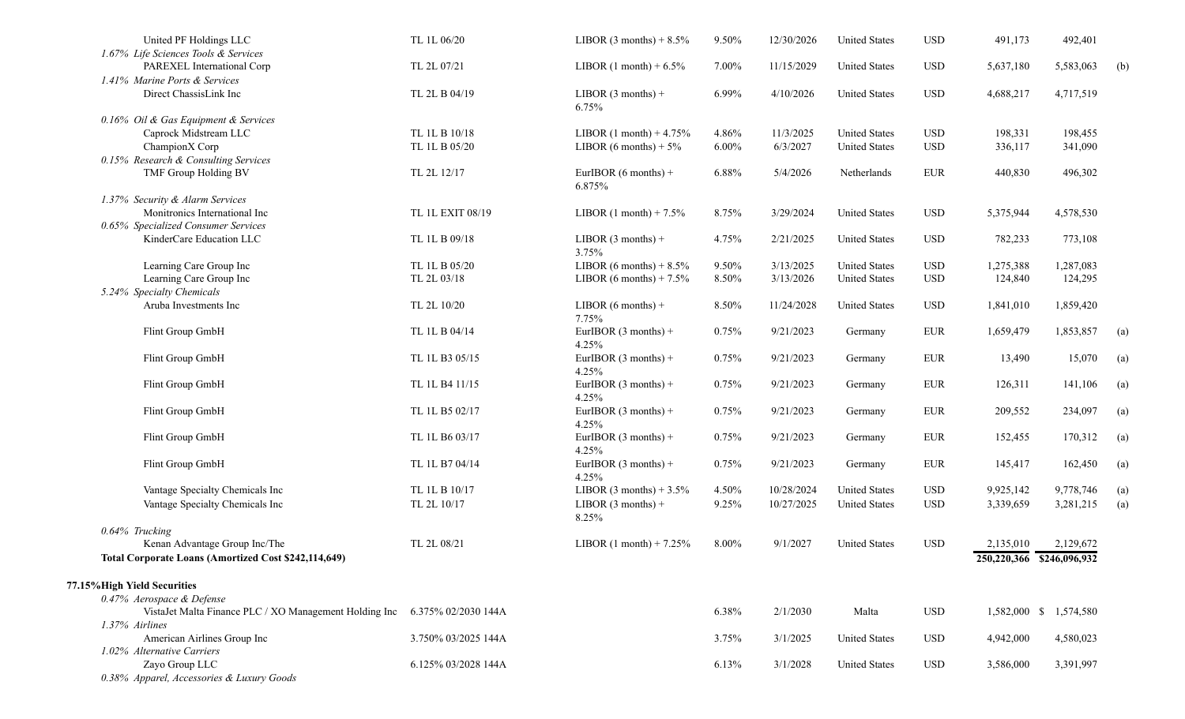| Issuer | Description | Reference Rate & Spread | Rate | Maturity | Country | Currency | Par | Value | Note |
|---|---|---|---|---|---|---|---|---|---|
| United PF Holdings LLC | TL 1L 06/20 | LIBOR (3 months) + 8.5% | 9.50% | 12/30/2026 | United States | USD | 491,173 | 492,401 | |
| *1.67% Life Sciences Tools & Services* | | | | | | | | | |
| PAREXEL International Corp | TL 2L 07/21 | LIBOR (1 month) + 6.5% | 7.00% | 11/15/2029 | United States | USD | 5,637,180 | 5,583,063 | (b) |
| *1.41% Marine Ports & Services* | | | | | | | | | |
| Direct ChassisLink Inc | TL 2L B 04/19 | LIBOR (3 months) + 6.75% | 6.99% | 4/10/2026 | United States | USD | 4,688,217 | 4,717,519 | |
| *0.16% Oil & Gas Equipment & Services* | | | | | | | | | |
| Caprock Midstream LLC | TL 1L B 10/18 | LIBOR (1 month) + 4.75% | 4.86% | 11/3/2025 | United States | USD | 198,331 | 198,455 | |
| ChampionX Corp | TL 1L B 05/20 | LIBOR (6 months) + 5% | 6.00% | 6/3/2027 | United States | USD | 336,117 | 341,090 | |
| *0.15% Research & Consulting Services* | | | | | | | | | |
| TMF Group Holding BV | TL 2L 12/17 | EurIBOR (6 months) + 6.875% | 6.88% | 5/4/2026 | Netherlands | EUR | 440,830 | 496,302 | |
| *1.37% Security & Alarm Services* | | | | | | | | | |
| Monitronics International Inc | TL 1L EXIT 08/19 | LIBOR (1 month) + 7.5% | 8.75% | 3/29/2024 | United States | USD | 5,375,944 | 4,578,530 | |
| *0.65% Specialized Consumer Services* | | | | | | | | | |
| KinderCare Education LLC | TL 1L B 09/18 | LIBOR (3 months) + 3.75% | 4.75% | 2/21/2025 | United States | USD | 782,233 | 773,108 | |
| Learning Care Group Inc | TL 1L B 05/20 | LIBOR (6 months) + 8.5% | 9.50% | 3/13/2025 | United States | USD | 1,275,388 | 1,287,083 | |
| Learning Care Group Inc | TL 2L 03/18 | LIBOR (6 months) + 7.5% | 8.50% | 3/13/2026 | United States | USD | 124,840 | 124,295 | |
| *5.24% Specialty Chemicals* | | | | | | | | | |
| Aruba Investments Inc | TL 2L 10/20 | LIBOR (6 months) + 7.75% | 8.50% | 11/24/2028 | United States | USD | 1,841,010 | 1,859,420 | |
| Flint Group GmbH | TL 1L B 04/14 | EurIBOR (3 months) + 4.25% | 0.75% | 9/21/2023 | Germany | EUR | 1,659,479 | 1,853,857 | (a) |
| Flint Group GmbH | TL 1L B3 05/15 | EurIBOR (3 months) + 4.25% | 0.75% | 9/21/2023 | Germany | EUR | 13,490 | 15,070 | (a) |
| Flint Group GmbH | TL 1L B4 11/15 | EurIBOR (3 months) + 4.25% | 0.75% | 9/21/2023 | Germany | EUR | 126,311 | 141,106 | (a) |
| Flint Group GmbH | TL 1L B5 02/17 | EurIBOR (3 months) + 4.25% | 0.75% | 9/21/2023 | Germany | EUR | 209,552 | 234,097 | (a) |
| Flint Group GmbH | TL 1L B6 03/17 | EurIBOR (3 months) + 4.25% | 0.75% | 9/21/2023 | Germany | EUR | 152,455 | 170,312 | (a) |
| Flint Group GmbH | TL 1L B7 04/14 | EurIBOR (3 months) + 4.25% | 0.75% | 9/21/2023 | Germany | EUR | 145,417 | 162,450 | (a) |
| Vantage Specialty Chemicals Inc | TL 1L B 10/17 | LIBOR (3 months) + 3.5% | 4.50% | 10/28/2024 | United States | USD | 9,925,142 | 9,778,746 | (a) |
| Vantage Specialty Chemicals Inc | TL 2L 10/17 | LIBOR (3 months) + 8.25% | 9.25% | 10/27/2025 | United States | USD | 3,339,659 | 3,281,215 | (a) |
| *0.64% Trucking* | | | | | | | | | |
| Kenan Advantage Group Inc/The | TL 2L 08/21 | LIBOR (1 month) + 7.25% | 8.00% | 9/1/2027 | United States | USD | 2,135,010 | 2,129,672 | |
| **Total Corporate Loans (Amortized Cost $242,114,649)** | | | | | | | 250,220,366 | $246,096,932 | |
| **77.15% High Yield Securities** | | | | | | | | | |
| *0.47% Aerospace & Defense* | | | | | | | | | |
| VistaJet Malta Finance PLC / XO Management Holding Inc | 6.375% 02/2030 144A | | 6.38% | 2/1/2030 | Malta | USD | 1,582,000 | $ 1,574,580 | |
| *1.37% Airlines* | | | | | | | | | |
| American Airlines Group Inc | 3.750% 03/2025 144A | | 3.75% | 3/1/2025 | United States | USD | 4,942,000 | 4,580,023 | |
| *1.02% Alternative Carriers* | | | | | | | | | |
| Zayo Group LLC | 6.125% 03/2028 144A | | 6.13% | 3/1/2028 | United States | USD | 3,586,000 | 3,391,997 | |
| *0.38% Apparel, Accessories & Luxury Goods* | | | | | | | | | |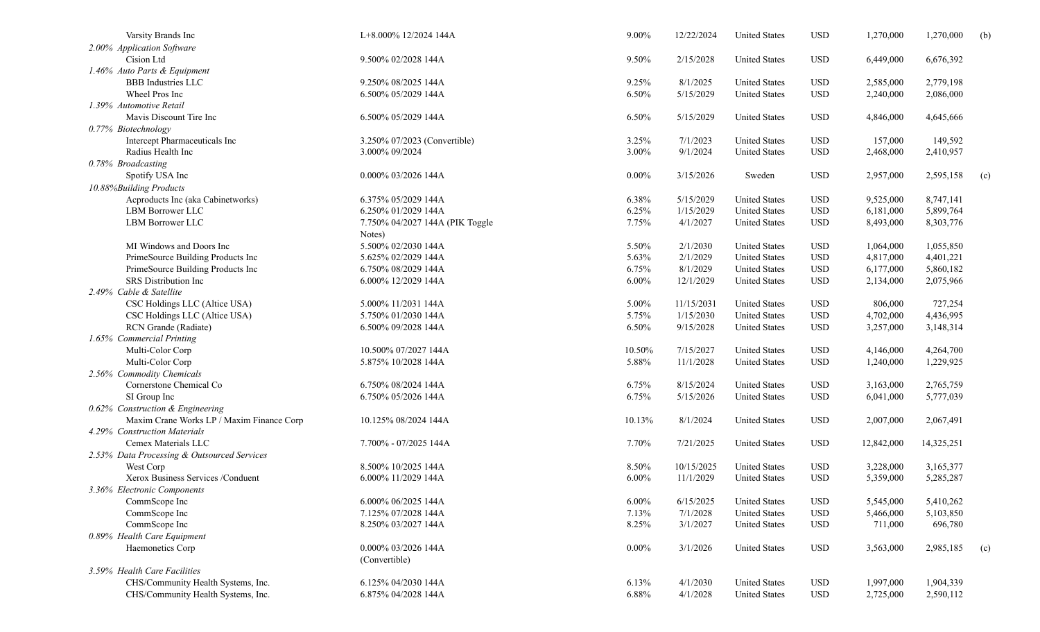| | | | | | | | | |
|---|---|---|---|---|---|---|---|---|
| Varsity Brands Inc | L+8.000% 12/2024 144A | 9.00% | 12/22/2024 | United States | USD | 1,270,000 | 1,270,000 | (b) |
| *2.00% Application Software* | | | | | | | | |
| Cision Ltd | 9.500% 02/2028 144A | 9.50% | 2/15/2028 | United States | USD | 6,449,000 | 6,676,392 | |
| *1.46% Auto Parts & Equipment* | | | | | | | | |
| BBB Industries LLC | 9.250% 08/2025 144A | 9.25% | 8/1/2025 | United States | USD | 2,585,000 | 2,779,198 | |
| Wheel Pros Inc | 6.500% 05/2029 144A | 6.50% | 5/15/2029 | United States | USD | 2,240,000 | 2,086,000 | |
| *1.39% Automotive Retail* | | | | | | | | |
| Mavis Discount Tire Inc | 6.500% 05/2029 144A | 6.50% | 5/15/2029 | United States | USD | 4,846,000 | 4,645,666 | |
| *0.77% Biotechnology* | | | | | | | | |
| Intercept Pharmaceuticals Inc | 3.250% 07/2023 (Convertible) | 3.25% | 7/1/2023 | United States | USD | 157,000 | 149,592 | |
| Radius Health Inc | 3.000% 09/2024 | 3.00% | 9/1/2024 | United States | USD | 2,468,000 | 2,410,957 | |
| *0.78% Broadcasting* | | | | | | | | |
| Spotify USA Inc | 0.000% 03/2026 144A | 0.00% | 3/15/2026 | Sweden | USD | 2,957,000 | 2,595,158 | (c) |
| *10.88%Building Products* | | | | | | | | |
| Acproducts Inc (aka Cabinetworks) | 6.375% 05/2029 144A | 6.38% | 5/15/2029 | United States | USD | 9,525,000 | 8,747,141 | |
| LBM Borrower LLC | 6.250% 01/2029 144A | 6.25% | 1/15/2029 | United States | USD | 6,181,000 | 5,899,764 | |
| LBM Borrower LLC | 7.750% 04/2027 144A (PIK Toggle Notes) | 7.75% | 4/1/2027 | United States | USD | 8,493,000 | 8,303,776 | |
| MI Windows and Doors Inc | 5.500% 02/2030 144A | 5.50% | 2/1/2030 | United States | USD | 1,064,000 | 1,055,850 | |
| PrimeSource Building Products Inc | 5.625% 02/2029 144A | 5.63% | 2/1/2029 | United States | USD | 4,817,000 | 4,401,221 | |
| PrimeSource Building Products Inc | 6.750% 08/2029 144A | 6.75% | 8/1/2029 | United States | USD | 6,177,000 | 5,860,182 | |
| SRS Distribution Inc | 6.000% 12/2029 144A | 6.00% | 12/1/2029 | United States | USD | 2,134,000 | 2,075,966 | |
| *2.49% Cable & Satellite* | | | | | | | | |
| CSC Holdings LLC (Altice USA) | 5.000% 11/2031 144A | 5.00% | 11/15/2031 | United States | USD | 806,000 | 727,254 | |
| CSC Holdings LLC (Altice USA) | 5.750% 01/2030 144A | 5.75% | 1/15/2030 | United States | USD | 4,702,000 | 4,436,995 | |
| RCN Grande (Radiate) | 6.500% 09/2028 144A | 6.50% | 9/15/2028 | United States | USD | 3,257,000 | 3,148,314 | |
| *1.65% Commercial Printing* | | | | | | | | |
| Multi-Color Corp | 10.500% 07/2027 144A | 10.50% | 7/15/2027 | United States | USD | 4,146,000 | 4,264,700 | |
| Multi-Color Corp | 5.875% 10/2028 144A | 5.88% | 11/1/2028 | United States | USD | 1,240,000 | 1,229,925 | |
| *2.56% Commodity Chemicals* | | | | | | | | |
| Cornerstone Chemical Co | 6.750% 08/2024 144A | 6.75% | 8/15/2024 | United States | USD | 3,163,000 | 2,765,759 | |
| SI Group Inc | 6.750% 05/2026 144A | 6.75% | 5/15/2026 | United States | USD | 6,041,000 | 5,777,039 | |
| *0.62% Construction & Engineering* | | | | | | | | |
| Maxim Crane Works LP / Maxim Finance Corp | 10.125% 08/2024 144A | 10.13% | 8/1/2024 | United States | USD | 2,007,000 | 2,067,491 | |
| *4.29% Construction Materials* | | | | | | | | |
| Cemex Materials LLC | 7.700% - 07/2025 144A | 7.70% | 7/21/2025 | United States | USD | 12,842,000 | 14,325,251 | |
| *2.53% Data Processing & Outsourced Services* | | | | | | | | |
| West Corp | 8.500% 10/2025 144A | 8.50% | 10/15/2025 | United States | USD | 3,228,000 | 3,165,377 | |
| Xerox Business Services /Conduent | 6.000% 11/2029 144A | 6.00% | 11/1/2029 | United States | USD | 5,359,000 | 5,285,287 | |
| *3.36% Electronic Components* | | | | | | | | |
| CommScope Inc | 6.000% 06/2025 144A | 6.00% | 6/15/2025 | United States | USD | 5,545,000 | 5,410,262 | |
| CommScope Inc | 7.125% 07/2028 144A | 7.13% | 7/1/2028 | United States | USD | 5,466,000 | 5,103,850 | |
| CommScope Inc | 8.250% 03/2027 144A | 8.25% | 3/1/2027 | United States | USD | 711,000 | 696,780 | |
| *0.89% Health Care Equipment* | | | | | | | | |
| Haemonetics Corp | 0.000% 03/2026 144A (Convertible) | 0.00% | 3/1/2026 | United States | USD | 3,563,000 | 2,985,185 | (c) |
| *3.59% Health Care Facilities* | | | | | | | | |
| CHS/Community Health Systems, Inc. | 6.125% 04/2030 144A | 6.13% | 4/1/2030 | United States | USD | 1,997,000 | 1,904,339 | |
| CHS/Community Health Systems, Inc. | 6.875% 04/2028 144A | 6.88% | 4/1/2028 | United States | USD | 2,725,000 | 2,590,112 | |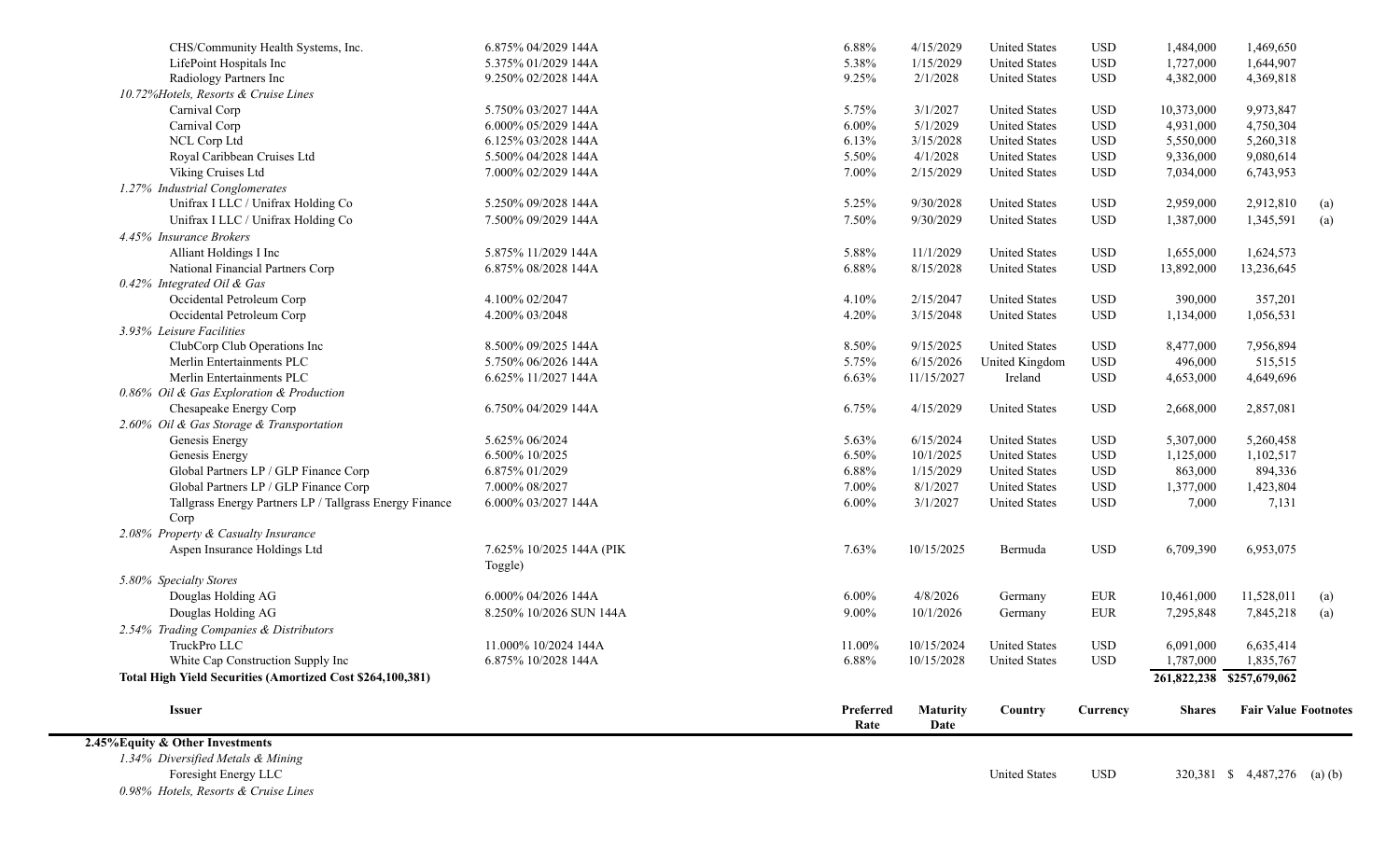| | | | | | | | | |
|---|---|---|---|---|---|---|---|---|
| CHS/Community Health Systems, Inc. | 6.875% 04/2029 144A | 6.88% | 4/15/2029 | United States | USD | 1,484,000 | 1,469,650 | |
| LifePoint Hospitals Inc | 5.375% 01/2029 144A | 5.38% | 1/15/2029 | United States | USD | 1,727,000 | 1,644,907 | |
| Radiology Partners Inc | 9.250% 02/2028 144A | 9.25% | 2/1/2028 | United States | USD | 4,382,000 | 4,369,818 | |
| *10.72% Hotels, Resorts & Cruise Lines* | | | | | | | | |
| Carnival Corp | 5.750% 03/2027 144A | 5.75% | 3/1/2027 | United States | USD | 10,373,000 | 9,973,847 | |
| Carnival Corp | 6.000% 05/2029 144A | 6.00% | 5/1/2029 | United States | USD | 4,931,000 | 4,750,304 | |
| NCL Corp Ltd | 6.125% 03/2028 144A | 6.13% | 3/15/2028 | United States | USD | 5,550,000 | 5,260,318 | |
| Royal Caribbean Cruises Ltd | 5.500% 04/2028 144A | 5.50% | 4/1/2028 | United States | USD | 9,336,000 | 9,080,614 | |
| Viking Cruises Ltd | 7.000% 02/2029 144A | 7.00% | 2/15/2029 | United States | USD | 7,034,000 | 6,743,953 | |
| *1.27% Industrial Conglomerates* | | | | | | | | |
| Unifrax I LLC / Unifrax Holding Co | 5.250% 09/2028 144A | 5.25% | 9/30/2028 | United States | USD | 2,959,000 | 2,912,810 | (a) |
| Unifrax I LLC / Unifrax Holding Co | 7.500% 09/2029 144A | 7.50% | 9/30/2029 | United States | USD | 1,387,000 | 1,345,591 | (a) |
| *4.45% Insurance Brokers* | | | | | | | | |
| Alliant Holdings I Inc | 5.875% 11/2029 144A | 5.88% | 11/1/2029 | United States | USD | 1,655,000 | 1,624,573 | |
| National Financial Partners Corp | 6.875% 08/2028 144A | 6.88% | 8/15/2028 | United States | USD | 13,892,000 | 13,236,645 | |
| *0.42% Integrated Oil & Gas* | | | | | | | | |
| Occidental Petroleum Corp | 4.100% 02/2047 | 4.10% | 2/15/2047 | United States | USD | 390,000 | 357,201 | |
| Occidental Petroleum Corp | 4.200% 03/2048 | 4.20% | 3/15/2048 | United States | USD | 1,134,000 | 1,056,531 | |
| *3.93% Leisure Facilities* | | | | | | | | |
| ClubCorp Club Operations Inc | 8.500% 09/2025 144A | 8.50% | 9/15/2025 | United States | USD | 8,477,000 | 7,956,894 | |
| Merlin Entertainments PLC | 5.750% 06/2026 144A | 5.75% | 6/15/2026 | United Kingdom | USD | 496,000 | 515,515 | |
| Merlin Entertainments PLC | 6.625% 11/2027 144A | 6.63% | 11/15/2027 | Ireland | USD | 4,653,000 | 4,649,696 | |
| *0.86% Oil & Gas Exploration & Production* | | | | | | | | |
| Chesapeake Energy Corp | 6.750% 04/2029 144A | 6.75% | 4/15/2029 | United States | USD | 2,668,000 | 2,857,081 | |
| *2.60% Oil & Gas Storage & Transportation* | | | | | | | | |
| Genesis Energy | 5.625% 06/2024 | 5.63% | 6/15/2024 | United States | USD | 5,307,000 | 5,260,458 | |
| Genesis Energy | 6.500% 10/2025 | 6.50% | 10/1/2025 | United States | USD | 1,125,000 | 1,102,517 | |
| Global Partners LP / GLP Finance Corp | 6.875% 01/2029 | 6.88% | 1/15/2029 | United States | USD | 863,000 | 894,336 | |
| Global Partners LP / GLP Finance Corp | 7.000% 08/2027 | 7.00% | 8/1/2027 | United States | USD | 1,377,000 | 1,423,804 | |
| Tallgrass Energy Partners LP / Tallgrass Energy Finance Corp | 6.000% 03/2027 144A | 6.00% | 3/1/2027 | United States | USD | 7,000 | 7,131 | |
| *2.08% Property & Casualty Insurance* | | | | | | | | |
| Aspen Insurance Holdings Ltd | 7.625% 10/2025 144A (PIK Toggle) | 7.63% | 10/15/2025 | Bermuda | USD | 6,709,390 | 6,953,075 | |
| *5.80% Specialty Stores* | | | | | | | | |
| Douglas Holding AG | 6.000% 04/2026 144A | 6.00% | 4/8/2026 | Germany | EUR | 10,461,000 | 11,528,011 | (a) |
| Douglas Holding AG | 8.250% 10/2026 SUN 144A | 9.00% | 10/1/2026 | Germany | EUR | 7,295,848 | 7,845,218 | (a) |
| *2.54% Trading Companies & Distributors* | | | | | | | | |
| TruckPro LLC | 11.000% 10/2024 144A | 11.00% | 10/15/2024 | United States | USD | 6,091,000 | 6,635,414 | |
| White Cap Construction Supply Inc | 6.875% 10/2028 144A | 6.88% | 10/15/2028 | United States | USD | 1,787,000 | 1,835,767 | |
| **Total High Yield Securities (Amortized Cost $264,100,381)** | | | | | | **261,822,238** | **$257,679,062** | |

| Issuer | | Preferred Rate | Maturity Date | Country | Currency | Shares | Fair Value | Footnotes |
|---|---|---|---|---|---|---|---|---|
| **2.45% Equity & Other Investments** | | | | | | | | |
| *1.34% Diversified Metals & Mining* | | | | | | | | |
| Foresight Energy LLC | | | | United States | USD | 320,381 | $ 4,487,276 | (a) (b) |
| *0.98% Hotels, Resorts & Cruise Lines* | | | | | | | | |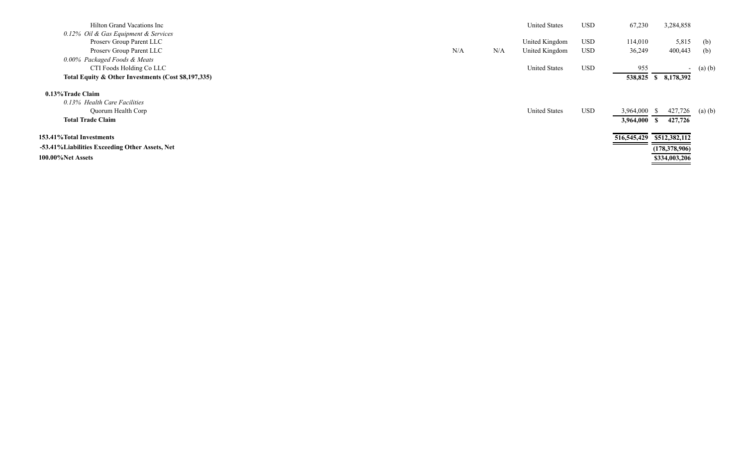| | | | | | | | |
|---|---|---|---|---|---|---|---|
| Hilton Grand Vacations Inc | | | United States | USD | 67,230 | 3,284,858 | |
| *0.12% Oil & Gas Equipment & Services* | | | | | | | |
| Proserv Group Parent LLC | | | United Kingdom | USD | 114,010 | 5,815 | (b) |
| Proserv Group Parent LLC | N/A | N/A | United Kingdom | USD | 36,249 | 400,443 | (b) |
| *0.00% Packaged Foods & Meats* | | | | | | | |
| CTI Foods Holding Co LLC | | | United States | USD | 955 | - | (a) (b) |
| **Total Equity & Other Investments (Cost $8,197,335)** | | | | | **538,825** | **$ 8,178,392** | |
| | | | | | | | |
| **0.13% Trade Claim** | | | | | | | |
| *0.13% Health Care Facilities* | | | | | | | |
| Quorum Health Corp | | | United States | USD | 3,964,000 | $ 427,726 | (a) (b) |
| **Total Trade Claim** | | | | | **3,964,000** | **$ 427,726** | |
| | | | | | | | |
| **153.41% Total Investments** | | | | | **516,545,429** | **$512,382,112** | |
| **-53.41% Liabilities Exceeding Other Assets, Net** | | | | | | **(178,378,906)** | |
| **100.00% Net Assets** | | | | | | **$334,003,206** | |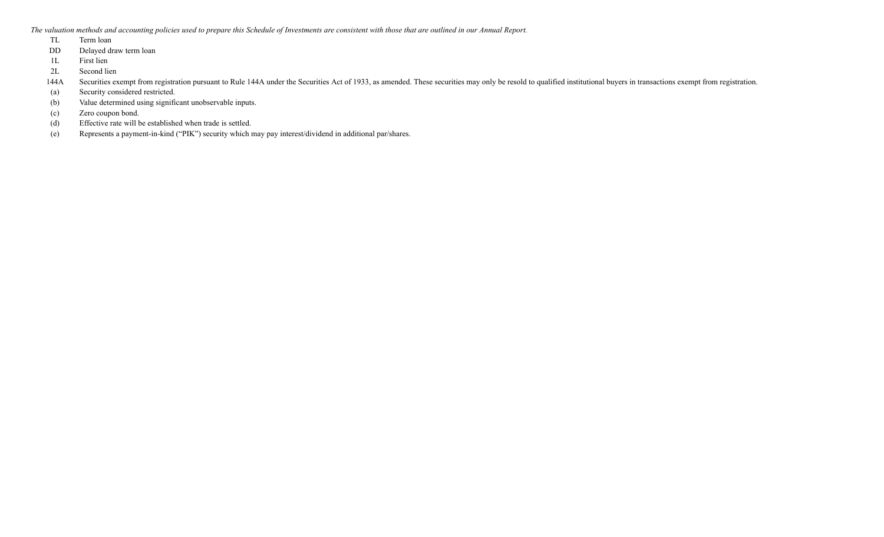*The valuation methods and accounting policies used to prepare this Schedule of Investments are consistent with those that are outlined in our Annual Report.*

| | |
|---|---|
| TL | Term loan |
| DD | Delayed draw term loan |
| 1L | First lien |
| 2L | Second lien |
| 144A | Securities exempt from registration pursuant to Rule 144A under the Securities Act of 1933, as amended. These securities may only be resold to qualified institutional buyers in transactions exempt from registration. |
| (a) | Security considered restricted. |
| (b) | Value determined using significant unobservable inputs. |
| (c) | Zero coupon bond. |
| (d) | Effective rate will be established when trade is settled. |
| (e) | Represents a payment-in-kind (“PIK”) security which may pay interest/dividend in additional par/shares. |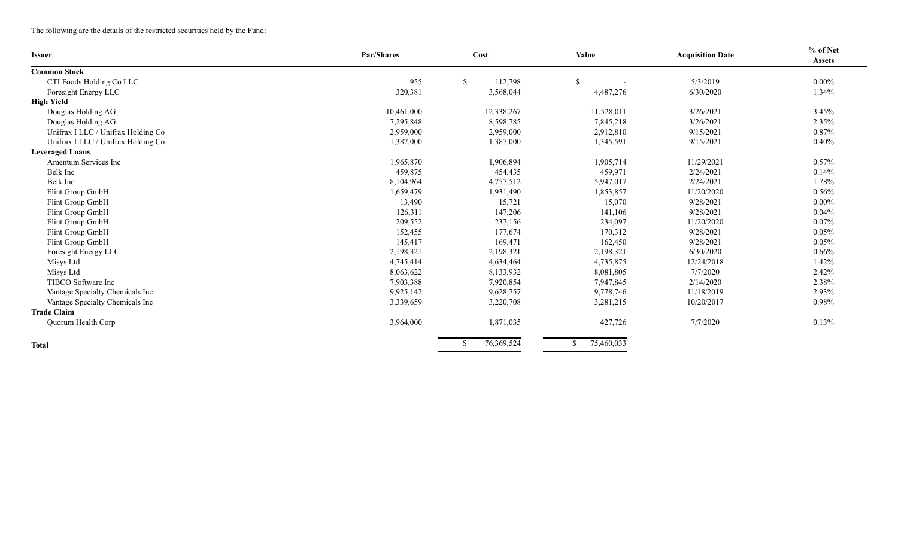The following are the details of the restricted securities held by the Fund:

| Issuer | Par/Shares | Cost | Value | Acquisition Date | % of Net Assets |
|---|---|---|---|---|---|
| **Common Stock** | | | | | |
| CTI Foods Holding Co LLC | 955 | $ 112,798 | $ - | 5/3/2019 | 0.00% |
| Foresight Energy LLC | 320,381 | 3,568,044 | 4,487,276 | 6/30/2020 | 1.34% |
| **High Yield** | | | | | |
| Douglas Holding AG | 10,461,000 | 12,338,267 | 11,528,011 | 3/26/2021 | 3.45% |
| Douglas Holding AG | 7,295,848 | 8,598,785 | 7,845,218 | 3/26/2021 | 2.35% |
| Unifrax I LLC / Unifrax Holding Co | 2,959,000 | 2,959,000 | 2,912,810 | 9/15/2021 | 0.87% |
| Unifrax I LLC / Unifrax Holding Co | 1,387,000 | 1,387,000 | 1,345,591 | 9/15/2021 | 0.40% |
| **Leveraged Loans** | | | | | |
| Amentum Services Inc | 1,965,870 | 1,906,894 | 1,905,714 | 11/29/2021 | 0.57% |
| Belk Inc | 459,875 | 454,435 | 459,971 | 2/24/2021 | 0.14% |
| Belk Inc | 8,104,964 | 4,757,512 | 5,947,017 | 2/24/2021 | 1.78% |
| Flint Group GmbH | 1,659,479 | 1,931,490 | 1,853,857 | 11/20/2020 | 0.56% |
| Flint Group GmbH | 13,490 | 15,721 | 15,070 | 9/28/2021 | 0.00% |
| Flint Group GmbH | 126,311 | 147,206 | 141,106 | 9/28/2021 | 0.04% |
| Flint Group GmbH | 209,552 | 237,156 | 234,097 | 11/20/2020 | 0.07% |
| Flint Group GmbH | 152,455 | 177,674 | 170,312 | 9/28/2021 | 0.05% |
| Flint Group GmbH | 145,417 | 169,471 | 162,450 | 9/28/2021 | 0.05% |
| Foresight Energy LLC | 2,198,321 | 2,198,321 | 2,198,321 | 6/30/2020 | 0.66% |
| Misys Ltd | 4,745,414 | 4,634,464 | 4,735,875 | 12/24/2018 | 1.42% |
| Misys Ltd | 8,063,622 | 8,133,932 | 8,081,805 | 7/7/2020 | 2.42% |
| TIBCO Software Inc | 7,903,388 | 7,920,854 | 7,947,845 | 2/14/2020 | 2.38% |
| Vantage Specialty Chemicals Inc | 9,925,142 | 9,628,757 | 9,778,746 | 11/18/2019 | 2.93% |
| Vantage Specialty Chemicals Inc | 3,339,659 | 3,220,708 | 3,281,215 | 10/20/2017 | 0.98% |
| **Trade Claim** | | | | | |
| Quorum Health Corp | 3,964,000 | 1,871,035 | 427,726 | 7/7/2020 | 0.13% |
| **Total** | | $ 76,369,524 | $ 75,460,033 | | |